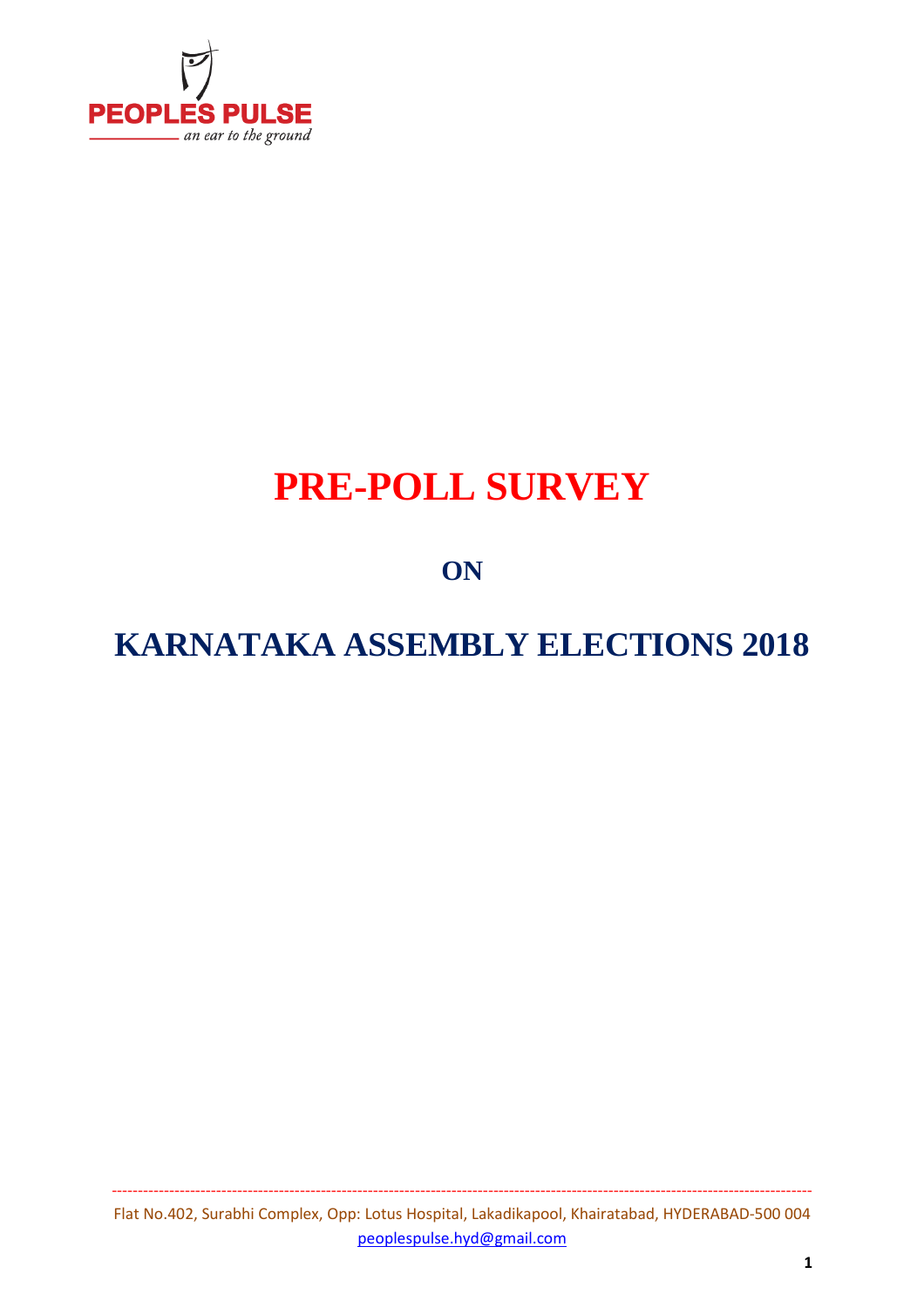PEOPLES PULSE

*an ear to the ground*

# PRE-POLL SURVEY

## ON

# KARNATAKA ASSEMBLY ELECTIONS 2018

Flat No.402, Surabhi Complex, Opp: Lotus Hospital, Lakadikapool, Khairatabad, HYDERABAD-500 004

peoplespulse.hyd@gmail.com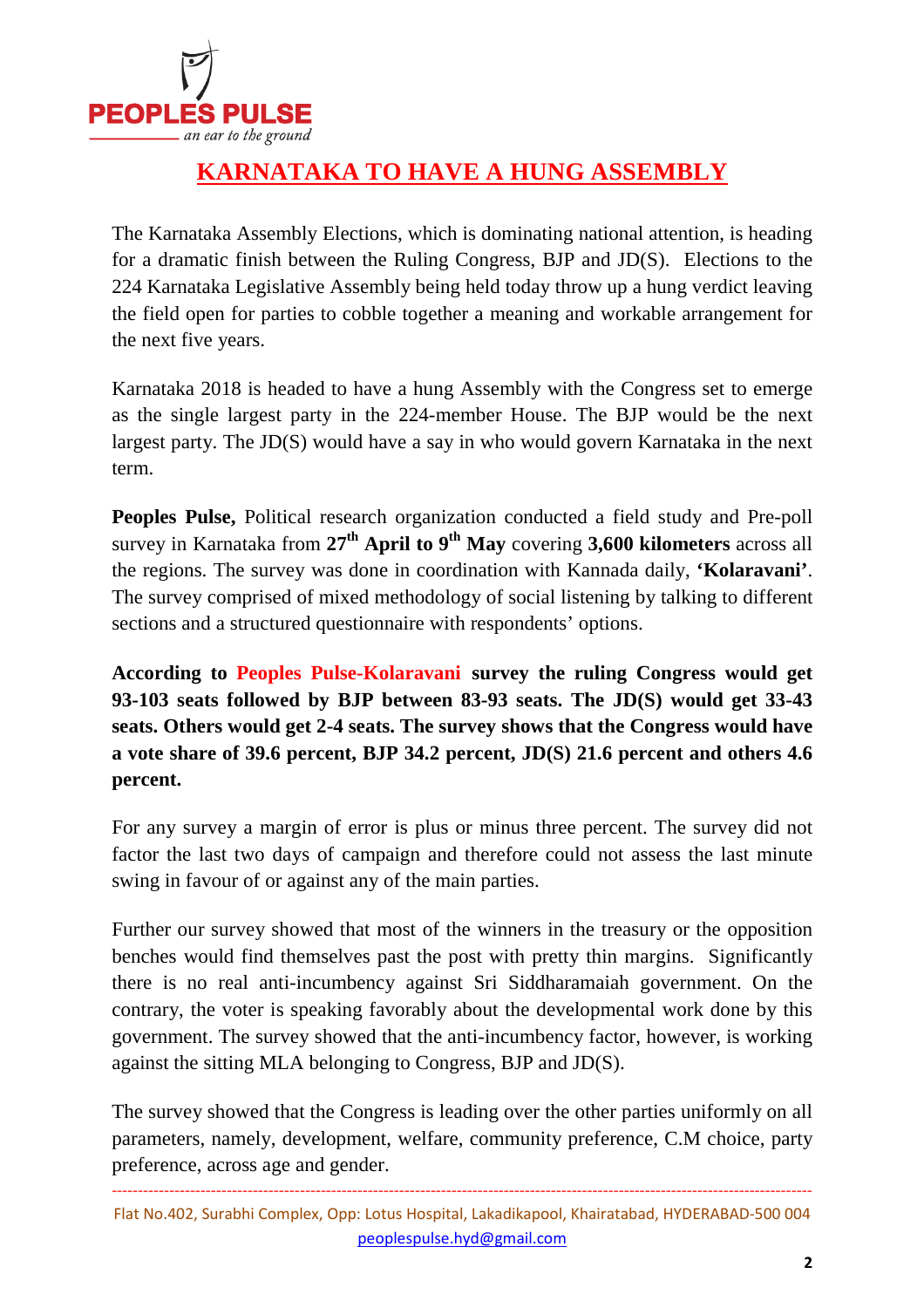# KARNATAKA TO HAVE A HUNG ASSEMBLY

The Karnataka Assembly Elections, which is dominating national attention, is heading for a dramatic finish between the Ruling Congress, BJP and JD(S). Elections to the 224 Karnataka Legislative Assembly being held today throw up a hung verdict leaving the field open for parties to cobble together a meaning and workable arrangement for the next five years.

Karnataka 2018 is headed to have a hung Assembly with the Congress set to emerge as the single largest party in the 224-member House. The BJP would be the next largest party. The JD(S) would have a say in who would govern Karnataka in the next term.

**Peoples Pulse,** Political research organization conducted a field study and Pre-poll survey in Karnataka from **27th April to 9th May** covering **3,600 kilometers** across all the regions. The survey was done in coordination with Kannada daily, **'Kolaravani'**. The survey comprised of mixed methodology of social listening by talking to different sections and a structured questionnaire with respondents' options.

**According to Peoples Pulse-Kolaravani survey the ruling Congress would get 93-103 seats followed by BJP between 83-93 seats. The JD(S) would get 33-43 seats. Others would get 2-4 seats. The survey shows that the Congress would have a vote share of 39.6 percent, BJP 34.2 percent, JD(S) 21.6 percent and others 4.6 percent.**

For any survey a margin of error is plus or minus three percent. The survey did not factor the last two days of campaign and therefore could not assess the last minute swing in favour of or against any of the main parties.

Further our survey showed that most of the winners in the treasury or the opposition benches would find themselves past the post with pretty thin margins. Significantly there is no real anti-incumbency against Sri Siddharamaiah government. On the contrary, the voter is speaking favorably about the developmental work done by this government. The survey showed that the anti-incumbency factor, however, is working against the sitting MLA belonging to Congress, BJP and JD(S).

The survey showed that the Congress is leading over the other parties uniformly on all parameters, namely, development, welfare, community preference, C.M choice, party preference, across age and gender.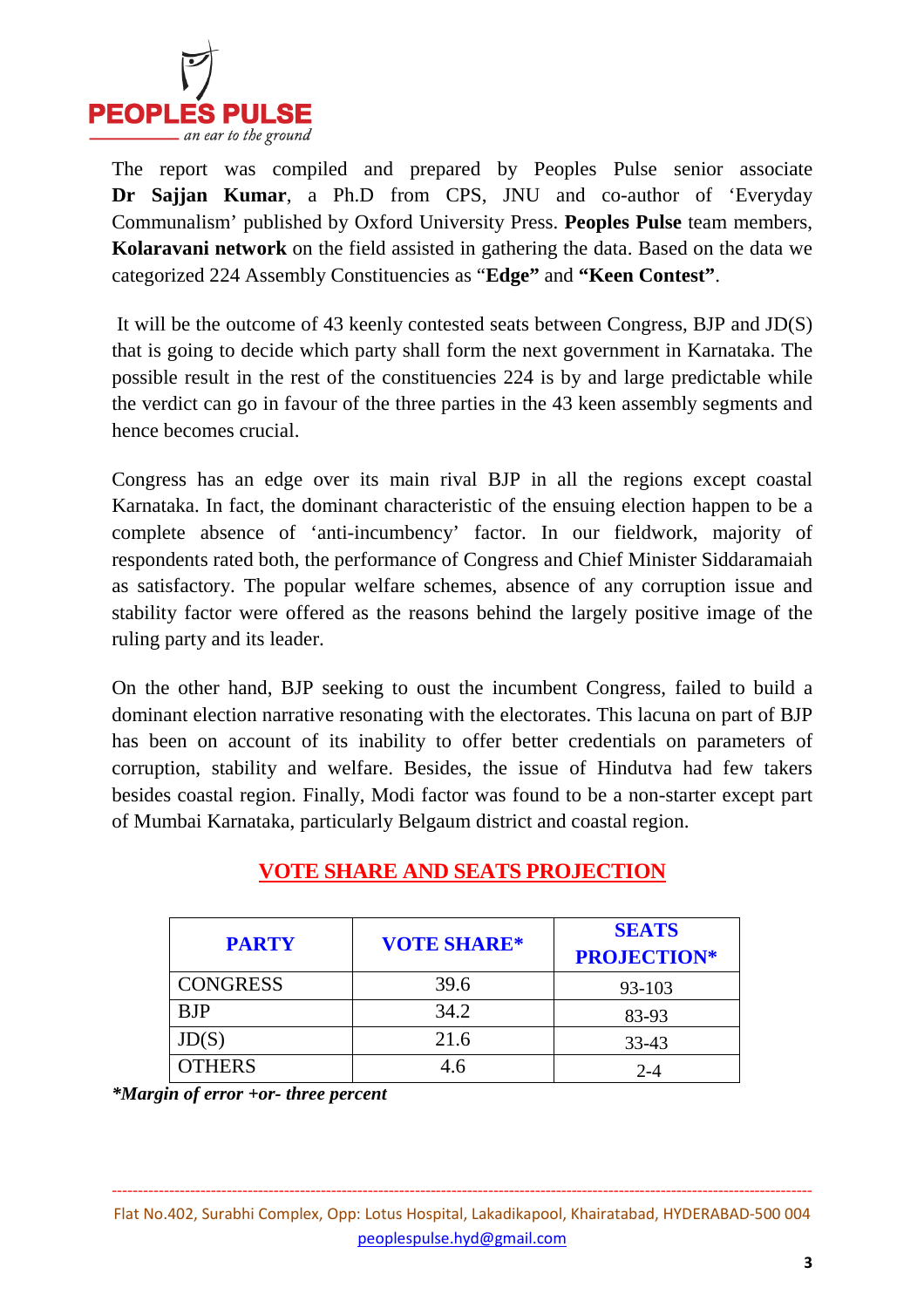The report was compiled and prepared by Peoples Pulse senior associate **Dr Sajjan Kumar**, a Ph.D from CPS, JNU and co-author of 'Everyday Communalism' published by Oxford University Press. **Peoples Pulse** team members, **Kolaravani network** on the field assisted in gathering the data. Based on the data we categorized 224 Assembly Constituencies as "**Edge"** and **"Keen Contest"**.

It will be the outcome of 43 keenly contested seats between Congress, BJP and JD(S) that is going to decide which party shall form the next government in Karnataka. The possible result in the rest of the constituencies 224 is by and large predictable while the verdict can go in favour of the three parties in the 43 keen assembly segments and hence becomes crucial.

Congress has an edge over its main rival BJP in all the regions except coastal Karnataka. In fact, the dominant characteristic of the ensuing election happen to be a complete absence of 'anti-incumbency' factor. In our fieldwork, majority of respondents rated both, the performance of Congress and Chief Minister Siddaramaiah as satisfactory. The popular welfare schemes, absence of any corruption issue and stability factor were offered as the reasons behind the largely positive image of the ruling party and its leader.

On the other hand, BJP seeking to oust the incumbent Congress, failed to build a dominant election narrative resonating with the electorates. This lacuna on part of BJP has been on account of its inability to offer better credentials on parameters of corruption, stability and welfare. Besides, the issue of Hindutva had few takers besides coastal region. Finally, Modi factor was found to be a non-starter except part of Mumbai Karnataka, particularly Belgaum district and coastal region.

## VOTE SHARE AND SEATS PROJECTION

| PARTY | VOTE SHARE* | SEATS PROJECTION* |
|---|---|---|
| CONGRESS | 39.6 | 93-103 |
| BJP | 34.2 | 83-93 |
| JD(S) | 21.6 | 33-43 |
| OTHERS | 4.6 | 2-4 |

***Margin of error +or- three percent***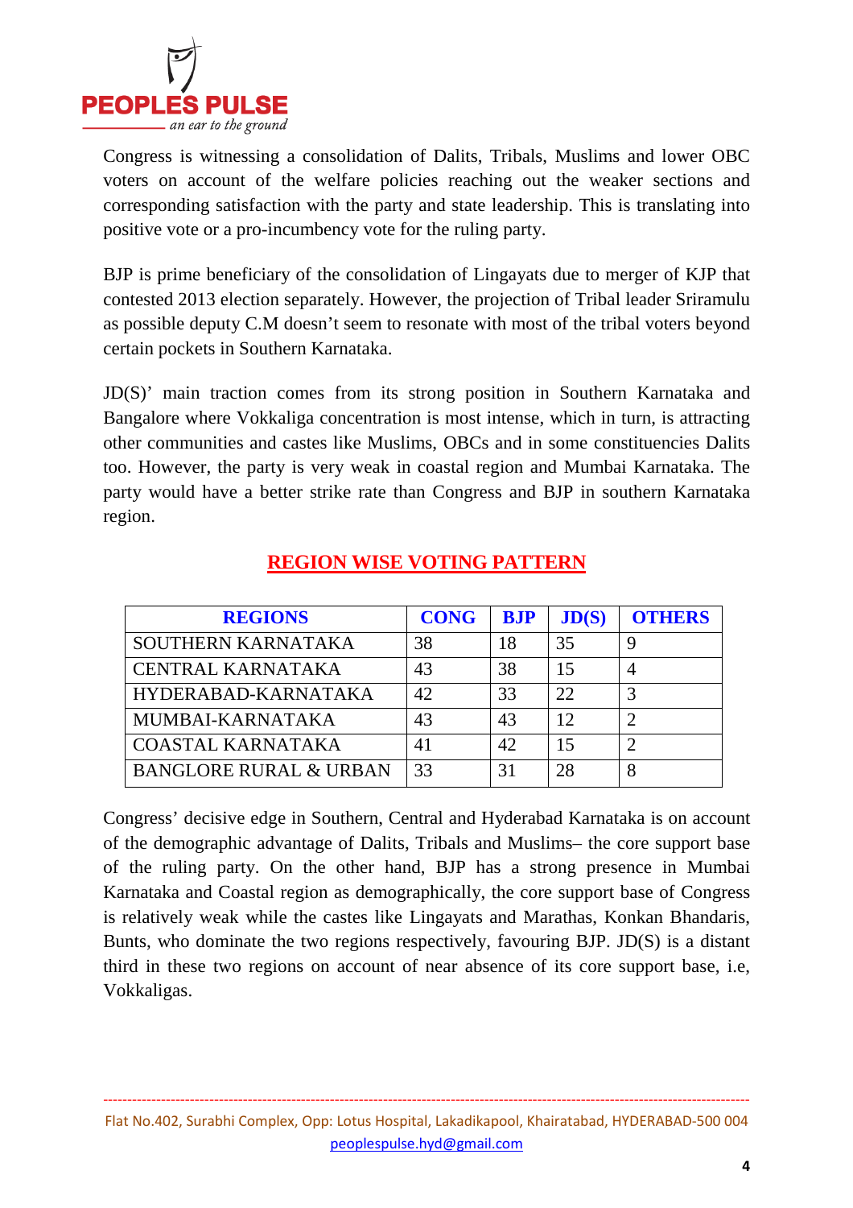Congress is witnessing a consolidation of Dalits, Tribals, Muslims and lower OBC voters on account of the welfare policies reaching out the weaker sections and corresponding satisfaction with the party and state leadership. This is translating into positive vote or a pro-incumbency vote for the ruling party.

BJP is prime beneficiary of the consolidation of Lingayats due to merger of KJP that contested 2013 election separately. However, the projection of Tribal leader Sriramulu as possible deputy C.M doesn't seem to resonate with most of the tribal voters beyond certain pockets in Southern Karnataka.

JD(S)' main traction comes from its strong position in Southern Karnataka and Bangalore where Vokkaliga concentration is most intense, which in turn, is attracting other communities and castes like Muslims, OBCs and in some constituencies Dalits too. However, the party is very weak in coastal region and Mumbai Karnataka. The party would have a better strike rate than Congress and BJP in southern Karnataka region.

## REGION WISE VOTING PATTERN

| REGIONS | CONG | BJP | JD(S) | OTHERS |
|---|---|---|---|---|
| SOUTHERN KARNATAKA | 38 | 18 | 35 | 9 |
| CENTRAL KARNATAKA | 43 | 38 | 15 | 4 |
| HYDERABAD-KARNATAKA | 42 | 33 | 22 | 3 |
| MUMBAI-KARNATAKA | 43 | 43 | 12 | 2 |
| COASTAL KARNATAKA | 41 | 42 | 15 | 2 |
| BANGLORE RURAL & URBAN | 33 | 31 | 28 | 8 |

Congress' decisive edge in Southern, Central and Hyderabad Karnataka is on account of the demographic advantage of Dalits, Tribals and Muslims– the core support base of the ruling party. On the other hand, BJP has a strong presence in Mumbai Karnataka and Coastal region as demographically, the core support base of Congress is relatively weak while the castes like Lingayats and Marathas, Konkan Bhandaris, Bunts, who dominate the two regions respectively, favouring BJP. JD(S) is a distant third in these two regions on account of near absence of its core support base, i.e, Vokkaligas.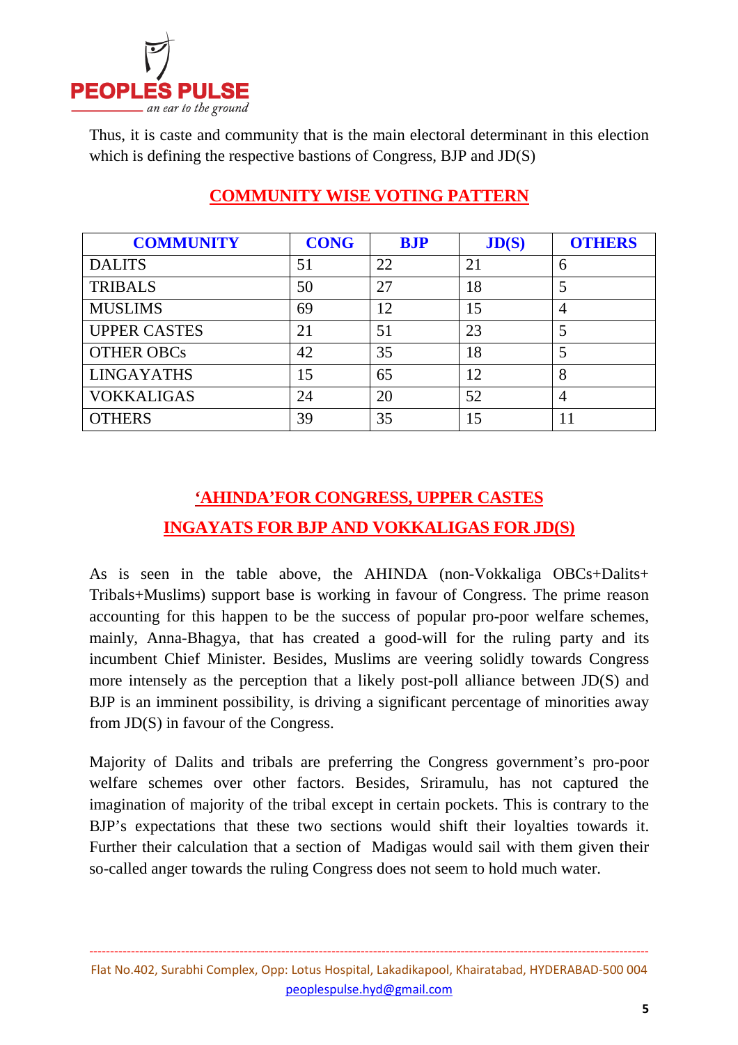Thus, it is caste and community that is the main electoral determinant in this election which is defining the respective bastions of Congress, BJP and JD(S)

## COMMUNITY WISE VOTING PATTERN

| COMMUNITY | CONG | BJP | JD(S) | OTHERS |
|---|---|---|---|---|
| DALITS | 51 | 22 | 21 | 6 |
| TRIBALS | 50 | 27 | 18 | 5 |
| MUSLIMS | 69 | 12 | 15 | 4 |
| UPPER CASTES | 21 | 51 | 23 | 5 |
| OTHER OBCs | 42 | 35 | 18 | 5 |
| LINGAYATHS | 15 | 65 | 12 | 8 |
| VOKKALIGAS | 24 | 20 | 52 | 4 |
| OTHERS | 39 | 35 | 15 | 11 |

## 'AHINDA'FOR CONGRESS, UPPER CASTES INGAYATS FOR BJP AND VOKKALIGAS FOR JD(S)

As is seen in the table above, the AHINDA (non-Vokkaliga OBCs+Dalits+ Tribals+Muslims) support base is working in favour of Congress. The prime reason accounting for this happen to be the success of popular pro-poor welfare schemes, mainly, Anna-Bhagya, that has created a good-will for the ruling party and its incumbent Chief Minister. Besides, Muslims are veering solidly towards Congress more intensely as the perception that a likely post-poll alliance between JD(S) and BJP is an imminent possibility, is driving a significant percentage of minorities away from JD(S) in favour of the Congress.

Majority of Dalits and tribals are preferring the Congress government's pro-poor welfare schemes over other factors. Besides, Sriramulu, has not captured the imagination of majority of the tribal except in certain pockets. This is contrary to the BJP's expectations that these two sections would shift their loyalties towards it. Further their calculation that a section of Madigas would sail with them given their so-called anger towards the ruling Congress does not seem to hold much water.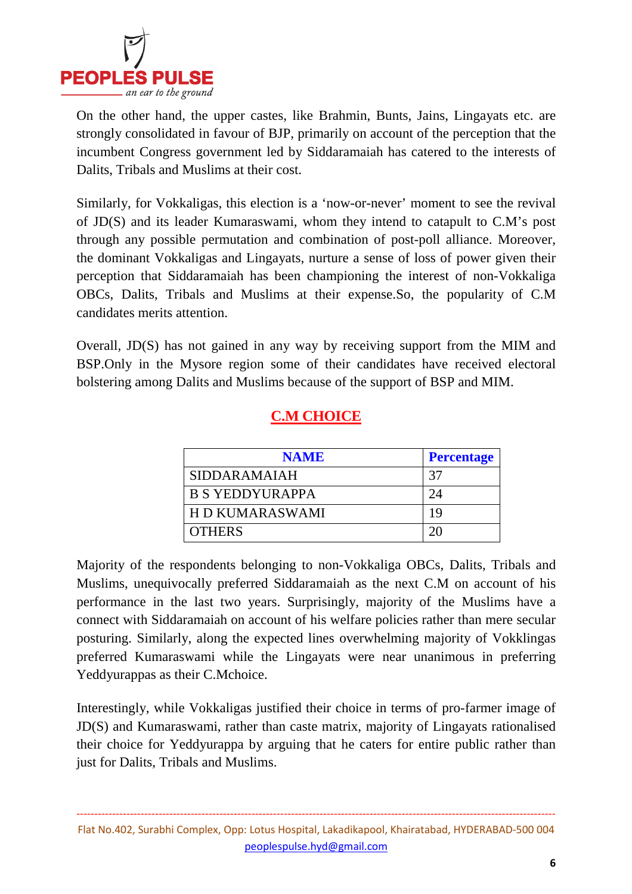On the other hand, the upper castes, like Brahmin, Bunts, Jains, Lingayats etc. are strongly consolidated in favour of BJP, primarily on account of the perception that the incumbent Congress government led by Siddaramaiah has catered to the interests of Dalits, Tribals and Muslims at their cost.

Similarly, for Vokkaligas, this election is a 'now-or-never' moment to see the revival of JD(S) and its leader Kumaraswami, whom they intend to catapult to C.M's post through any possible permutation and combination of post-poll alliance. Moreover, the dominant Vokkaligas and Lingayats, nurture a sense of loss of power given their perception that Siddaramaiah has been championing the interest of non-Vokkaliga OBCs, Dalits, Tribals and Muslims at their expense.So, the popularity of C.M candidates merits attention.

Overall, JD(S) has not gained in any way by receiving support from the MIM and BSP.Only in the Mysore region some of their candidates have received electoral bolstering among Dalits and Muslims because of the support of BSP and MIM.

## C.M CHOICE

| NAME | Percentage |
|---|---|
| SIDDARAMAIAH | 37 |
| B S YEDDYURAPPA | 24 |
| H D KUMARASWAMI | 19 |
| OTHERS | 20 |

Majority of the respondents belonging to non-Vokkaliga OBCs, Dalits, Tribals and Muslims, unequivocally preferred Siddaramaiah as the next C.M on account of his performance in the last two years. Surprisingly, majority of the Muslims have a connect with Siddaramaiah on account of his welfare policies rather than mere secular posturing. Similarly, along the expected lines overwhelming majority of Vokklingas preferred Kumaraswami while the Lingayats were near unanimous in preferring Yeddyurappas as their C.Mchoice.

Interestingly, while Vokkaligas justified their choice in terms of pro-farmer image of JD(S) and Kumaraswami, rather than caste matrix, majority of Lingayats rationalised their choice for Yeddyurappa by arguing that he caters for entire public rather than just for Dalits, Tribals and Muslims.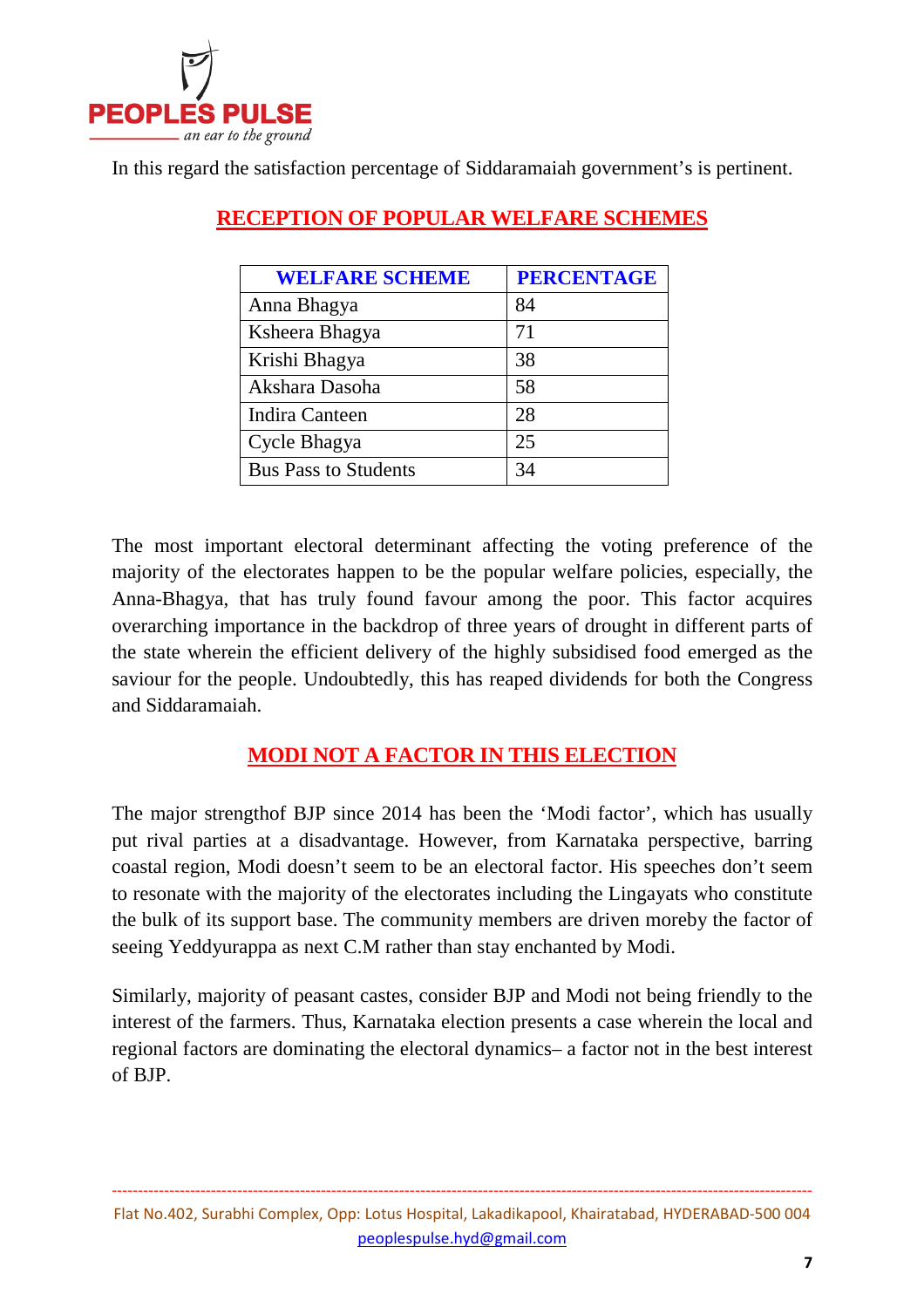In this regard the satisfaction percentage of Siddaramaiah government's is pertinent.

## RECEPTION OF POPULAR WELFARE SCHEMES

| WELFARE SCHEME | PERCENTAGE |
|---|---|
| Anna Bhagya | 84 |
| Ksheera Bhagya | 71 |
| Krishi Bhagya | 38 |
| Akshara Dasoha | 58 |
| Indira Canteen | 28 |
| Cycle Bhagya | 25 |
| Bus Pass to Students | 34 |

The most important electoral determinant affecting the voting preference of the majority of the electorates happen to be the popular welfare policies, especially, the Anna-Bhagya, that has truly found favour among the poor. This factor acquires overarching importance in the backdrop of three years of drought in different parts of the state wherein the efficient delivery of the highly subsidised food emerged as the saviour for the people. Undoubtedly, this has reaped dividends for both the Congress and Siddaramaiah.

## MODI NOT A FACTOR IN THIS ELECTION

The major strengthof BJP since 2014 has been the 'Modi factor', which has usually put rival parties at a disadvantage. However, from Karnataka perspective, barring coastal region, Modi doesn't seem to be an electoral factor. His speeches don't seem to resonate with the majority of the electorates including the Lingayats who constitute the bulk of its support base. The community members are driven moreby the factor of seeing Yeddyurappa as next C.M rather than stay enchanted by Modi.

Similarly, majority of peasant castes, consider BJP and Modi not being friendly to the interest of the farmers. Thus, Karnataka election presents a case wherein the local and regional factors are dominating the electoral dynamics– a factor not in the best interest of BJP.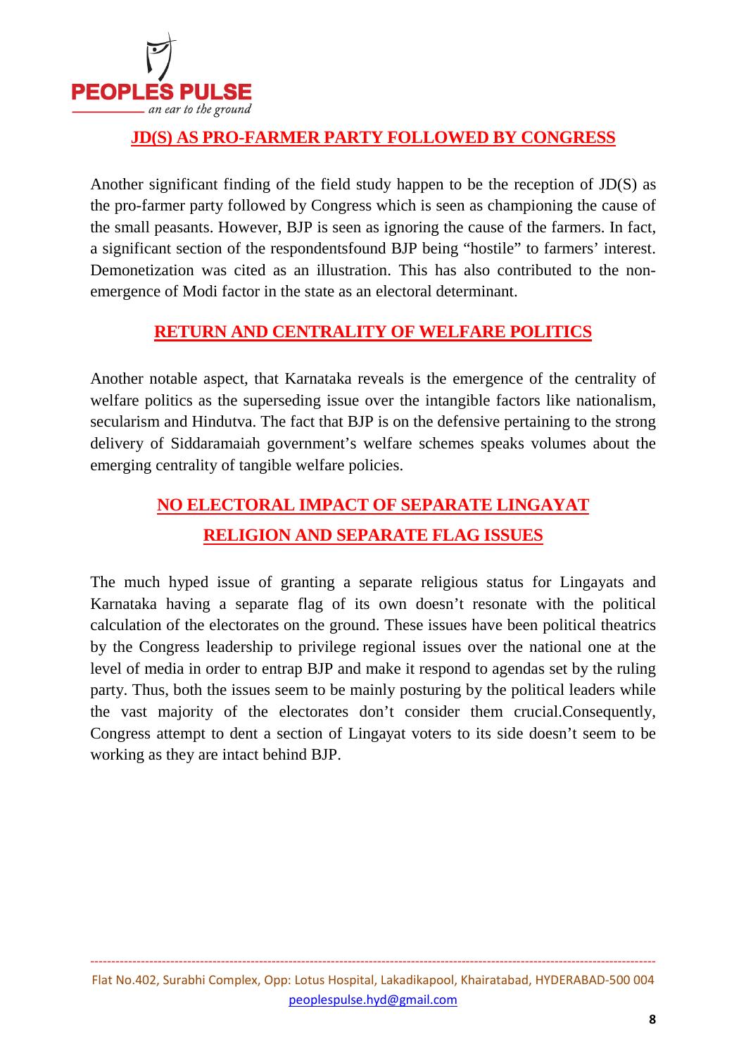## JD(S) AS PRO-FARMER PARTY FOLLOWED BY CONGRESS

Another significant finding of the field study happen to be the reception of JD(S) as the pro-farmer party followed by Congress which is seen as championing the cause of the small peasants. However, BJP is seen as ignoring the cause of the farmers. In fact, a significant section of the respondentsfound BJP being "hostile" to farmers' interest. Demonetization was cited as an illustration. This has also contributed to the non-emergence of Modi factor in the state as an electoral determinant.

## RETURN AND CENTRALITY OF WELFARE POLITICS

Another notable aspect, that Karnataka reveals is the emergence of the centrality of welfare politics as the superseding issue over the intangible factors like nationalism, secularism and Hindutva. The fact that BJP is on the defensive pertaining to the strong delivery of Siddaramaiah government's welfare schemes speaks volumes about the emerging centrality of tangible welfare policies.

## NO ELECTORAL IMPACT OF SEPARATE LINGAYAT RELIGION AND SEPARATE FLAG ISSUES

The much hyped issue of granting a separate religious status for Lingayats and Karnataka having a separate flag of its own doesn't resonate with the political calculation of the electorates on the ground. These issues have been political theatrics by the Congress leadership to privilege regional issues over the national one at the level of media in order to entrap BJP and make it respond to agendas set by the ruling party. Thus, both the issues seem to be mainly posturing by the political leaders while the vast majority of the electorates don't consider them crucial.Consequently, Congress attempt to dent a section of Lingayat voters to its side doesn't seem to be working as they are intact behind BJP.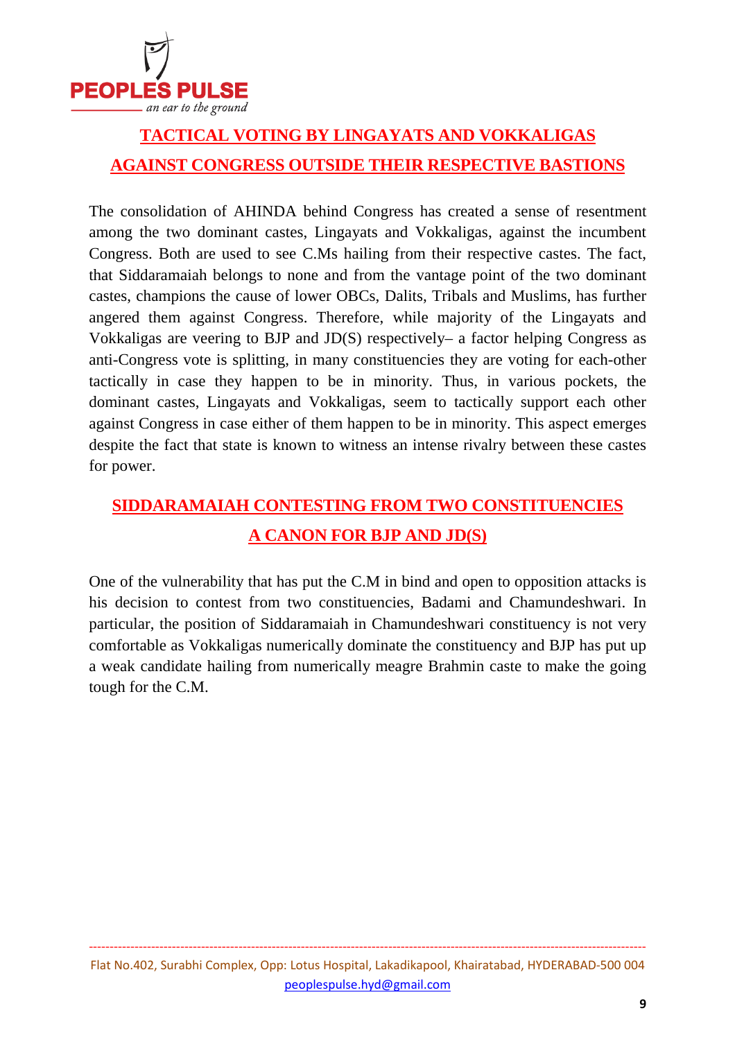## TACTICAL VOTING BY LINGAYATS AND VOKKALIGAS AGAINST CONGRESS OUTSIDE THEIR RESPECTIVE BASTIONS

The consolidation of AHINDA behind Congress has created a sense of resentment among the two dominant castes, Lingayats and Vokkaligas, against the incumbent Congress. Both are used to see C.Ms hailing from their respective castes. The fact, that Siddaramaiah belongs to none and from the vantage point of the two dominant castes, champions the cause of lower OBCs, Dalits, Tribals and Muslims, has further angered them against Congress. Therefore, while majority of the Lingayats and Vokkaligas are veering to BJP and JD(S) respectively– a factor helping Congress as anti-Congress vote is splitting, in many constituencies they are voting for each-other tactically in case they happen to be in minority. Thus, in various pockets, the dominant castes, Lingayats and Vokkaligas, seem to tactically support each other against Congress in case either of them happen to be in minority. This aspect emerges despite the fact that state is known to witness an intense rivalry between these castes for power.

## SIDDARAMAIAH CONTESTING FROM TWO CONSTITUENCIES A CANON FOR BJP AND JD(S)

One of the vulnerability that has put the C.M in bind and open to opposition attacks is his decision to contest from two constituencies, Badami and Chamundeshwari. In particular, the position of Siddaramaiah in Chamundeshwari constituency is not very comfortable as Vokkaligas numerically dominate the constituency and BJP has put up a weak candidate hailing from numerically meagre Brahmin caste to make the going tough for the C.M.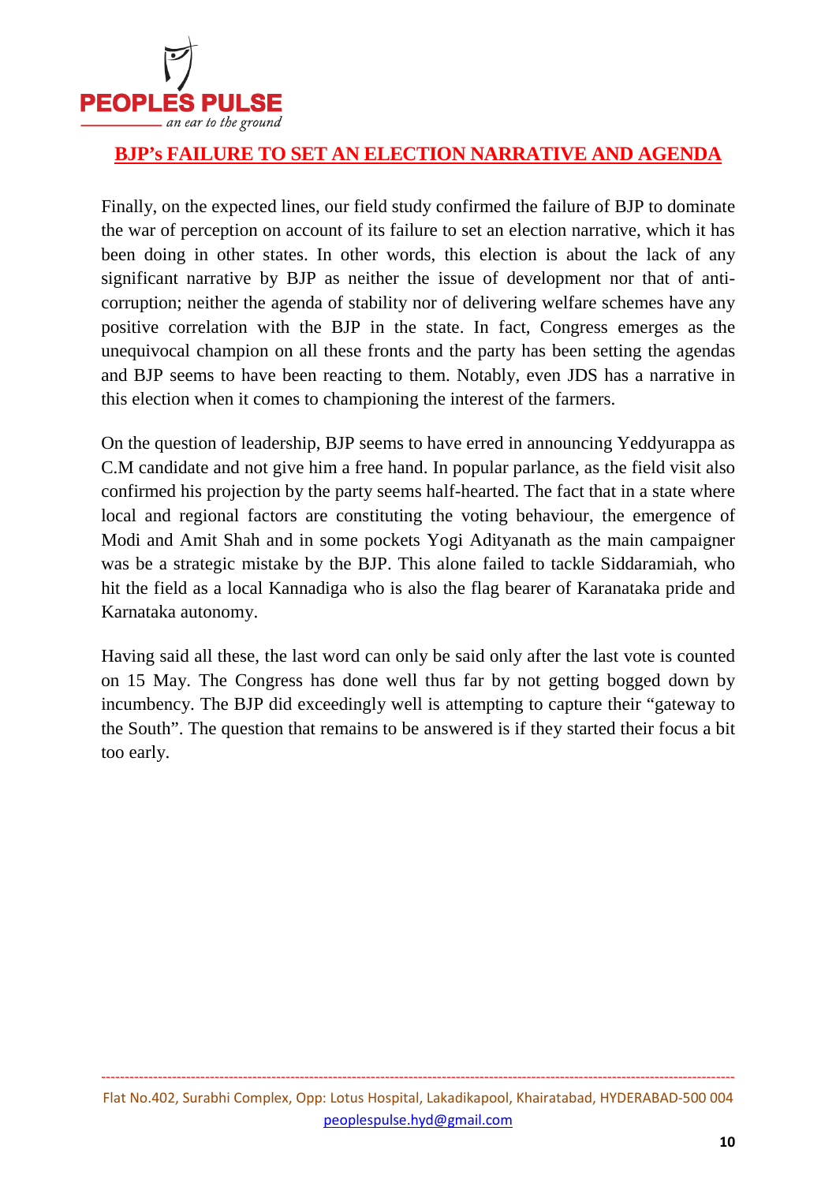## BJP's FAILURE TO SET AN ELECTION NARRATIVE AND AGENDA

Finally, on the expected lines, our field study confirmed the failure of BJP to dominate the war of perception on account of its failure to set an election narrative, which it has been doing in other states. In other words, this election is about the lack of any significant narrative by BJP as neither the issue of development nor that of anti-corruption; neither the agenda of stability nor of delivering welfare schemes have any positive correlation with the BJP in the state. In fact, Congress emerges as the unequivocal champion on all these fronts and the party has been setting the agendas and BJP seems to have been reacting to them. Notably, even JDS has a narrative in this election when it comes to championing the interest of the farmers.

On the question of leadership, BJP seems to have erred in announcing Yeddyurappa as C.M candidate and not give him a free hand. In popular parlance, as the field visit also confirmed his projection by the party seems half-hearted. The fact that in a state where local and regional factors are constituting the voting behaviour, the emergence of Modi and Amit Shah and in some pockets Yogi Adityanath as the main campaigner was be a strategic mistake by the BJP. This alone failed to tackle Siddaramiah, who hit the field as a local Kannadiga who is also the flag bearer of Karanataka pride and Karnataka autonomy.

Having said all these, the last word can only be said only after the last vote is counted on 15 May. The Congress has done well thus far by not getting bogged down by incumbency. The BJP did exceedingly well is attempting to capture their "gateway to the South". The question that remains to be answered is if they started their focus a bit too early.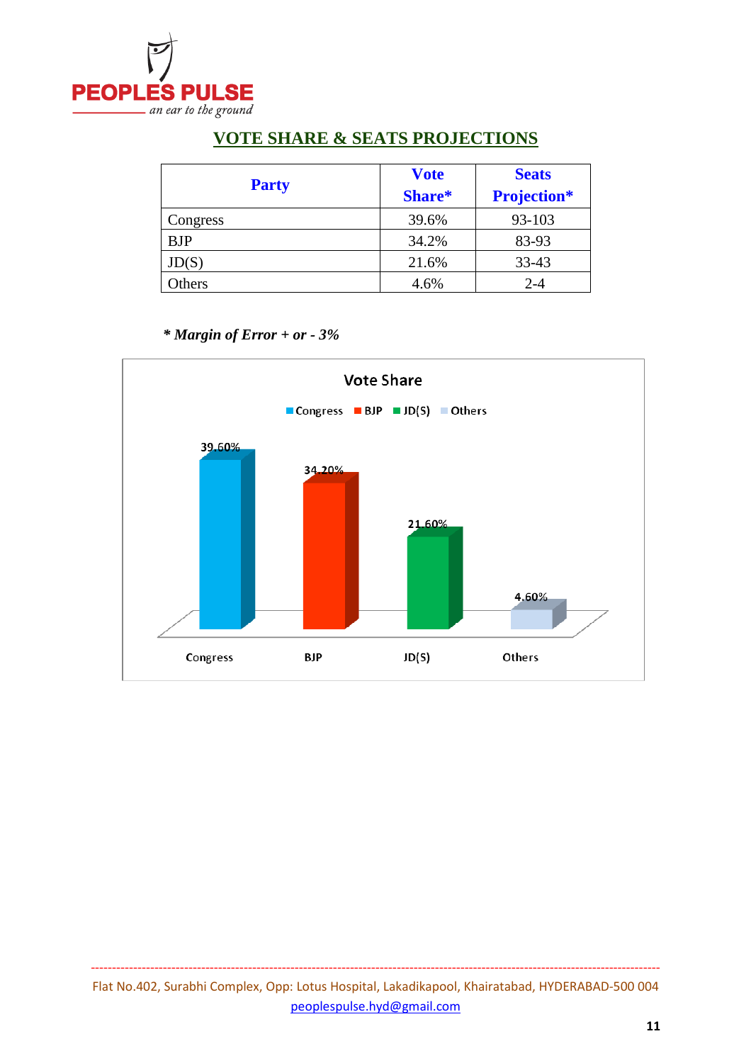## VOTE SHARE & SEATS PROJECTIONS

| Party | Vote Share* | Seats Projection* |
|---|---|---|
| Congress | 39.6% | 93-103 |
| BJP | 34.2% | 83-93 |
| JD(S) | 21.6% | 33-43 |
| Others | 4.6% | 2-4 |

***Margin of Error + or - 3%***

**Vote Share**

| Party | Vote Share |
|---|---|
| Congress | 39.60% |
| BJP | 34.20% |
| JD(S) | 21.60% |
| Others | 4.60% |

Flat No.402, Surabhi Complex, Opp: Lotus Hospital, Lakadikapool, Khairatabad, HYDERABAD-500 004
peoplespulse.hyd@gmail.com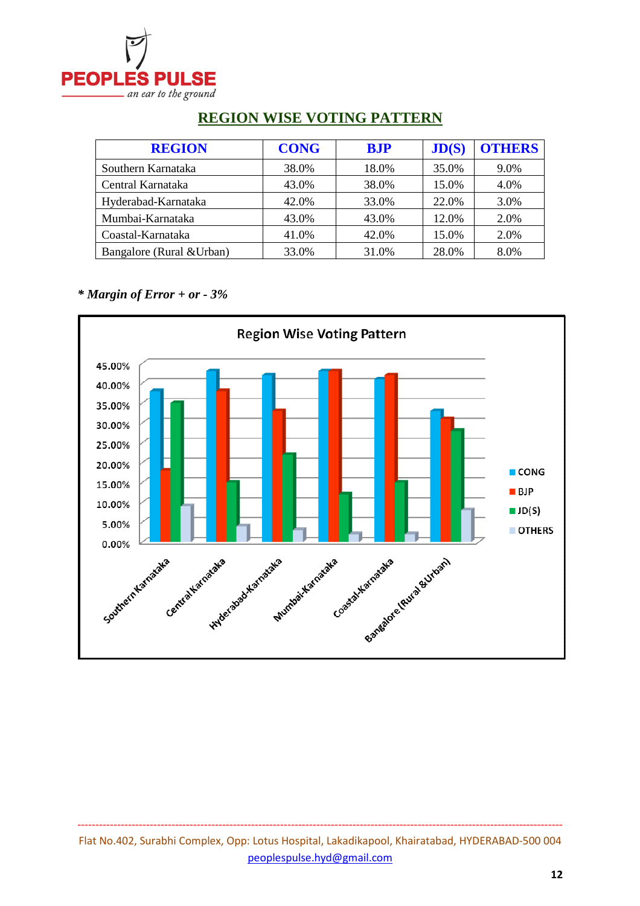## REGION WISE VOTING PATTERN

| REGION | CONG | BJP | JD(S) | OTHERS |
|---|---|---|---|---|
| Southern Karnataka | 38.0% | 18.0% | 35.0% | 9.0% |
| Central Karnataka | 43.0% | 38.0% | 15.0% | 4.0% |
| Hyderabad-Karnataka | 42.0% | 33.0% | 22.0% | 3.0% |
| Mumbai-Karnataka | 43.0% | 43.0% | 12.0% | 2.0% |
| Coastal-Karnataka | 41.0% | 42.0% | 15.0% | 2.0% |
| Bangalore (Rural &Urban) | 33.0% | 31.0% | 28.0% | 8.0% |

***\* Margin of Error + or - 3%***

Region Wise Voting Pattern

Flat No.402, Surabhi Complex, Opp: Lotus Hospital, Lakadikapool, Khairatabad, HYDERABAD-500 004
peoplespulse.hyd@gmail.com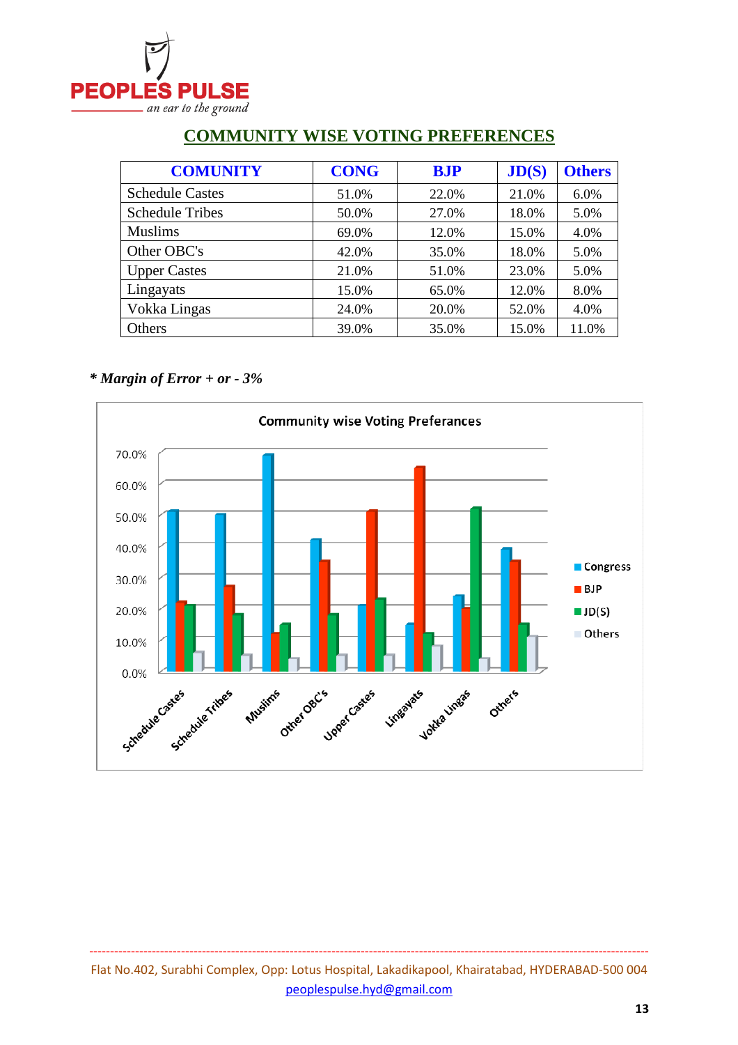## COMMUNITY WISE VOTING PREFERENCES

| COMUNITY | CONG | BJP | JD(S) | Others |
|---|---|---|---|---|
| Schedule Castes | 51.0% | 22.0% | 21.0% | 6.0% |
| Schedule Tribes | 50.0% | 27.0% | 18.0% | 5.0% |
| Muslims | 69.0% | 12.0% | 15.0% | 4.0% |
| Other OBC's | 42.0% | 35.0% | 18.0% | 5.0% |
| Upper Castes | 21.0% | 51.0% | 23.0% | 5.0% |
| Lingayats | 15.0% | 65.0% | 12.0% | 8.0% |
| Vokka Lingas | 24.0% | 20.0% | 52.0% | 4.0% |
| Others | 39.0% | 35.0% | 15.0% | 11.0% |

***\* Margin of Error + or - 3%***

Community wise Voting Preferances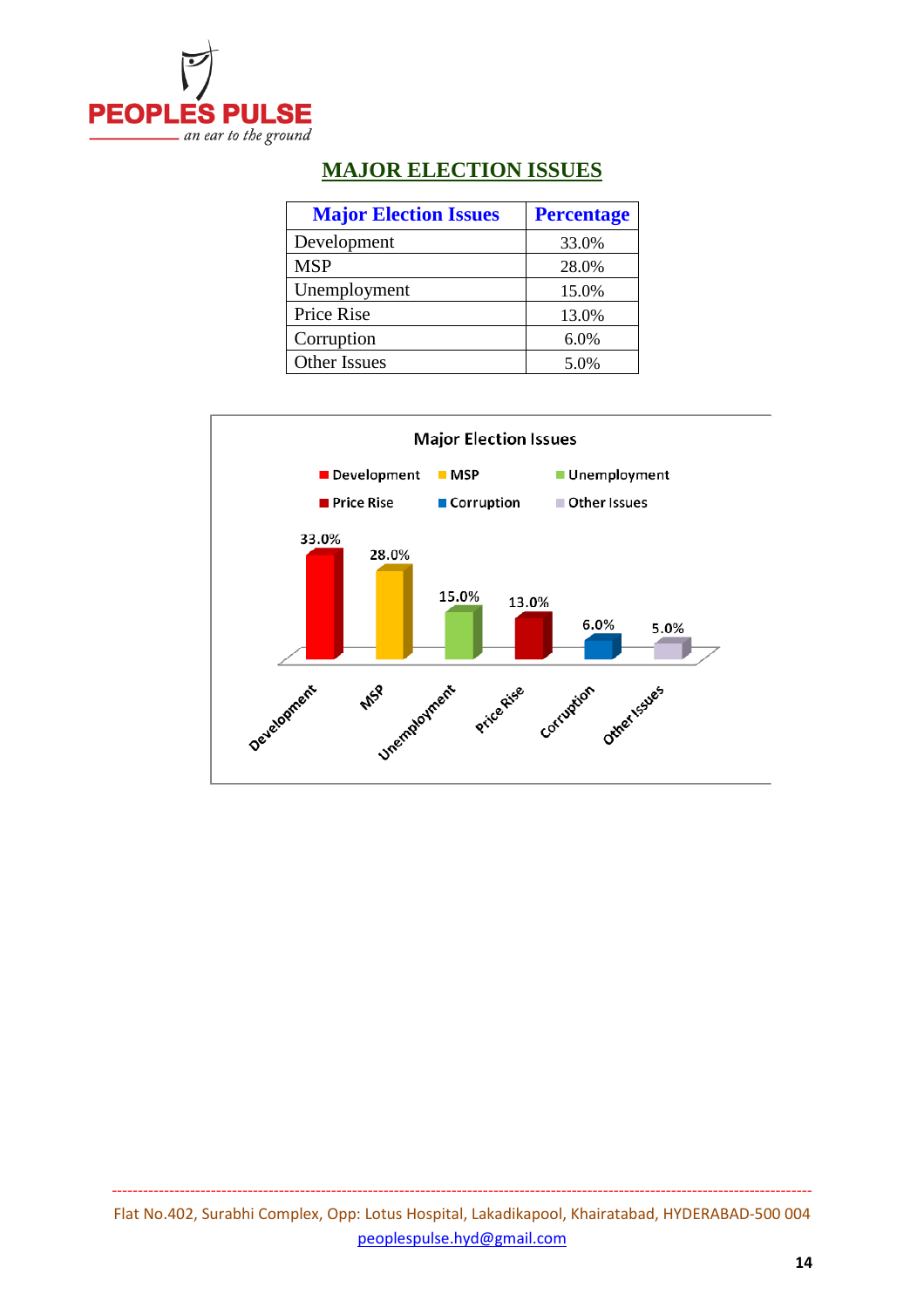## MAJOR ELECTION ISSUES

| Major Election Issues | Percentage |
|---|---|
| Development | 33.0% |
| MSP | 28.0% |
| Unemployment | 15.0% |
| Price Rise | 13.0% |
| Corruption | 6.0% |
| Other Issues | 5.0% |

Major Election Issues

Development: 33.0% | MSP: 28.0% | Unemployment: 15.0% | Price Rise: 13.0% | Corruption: 6.0% | Other Issues: 5.0%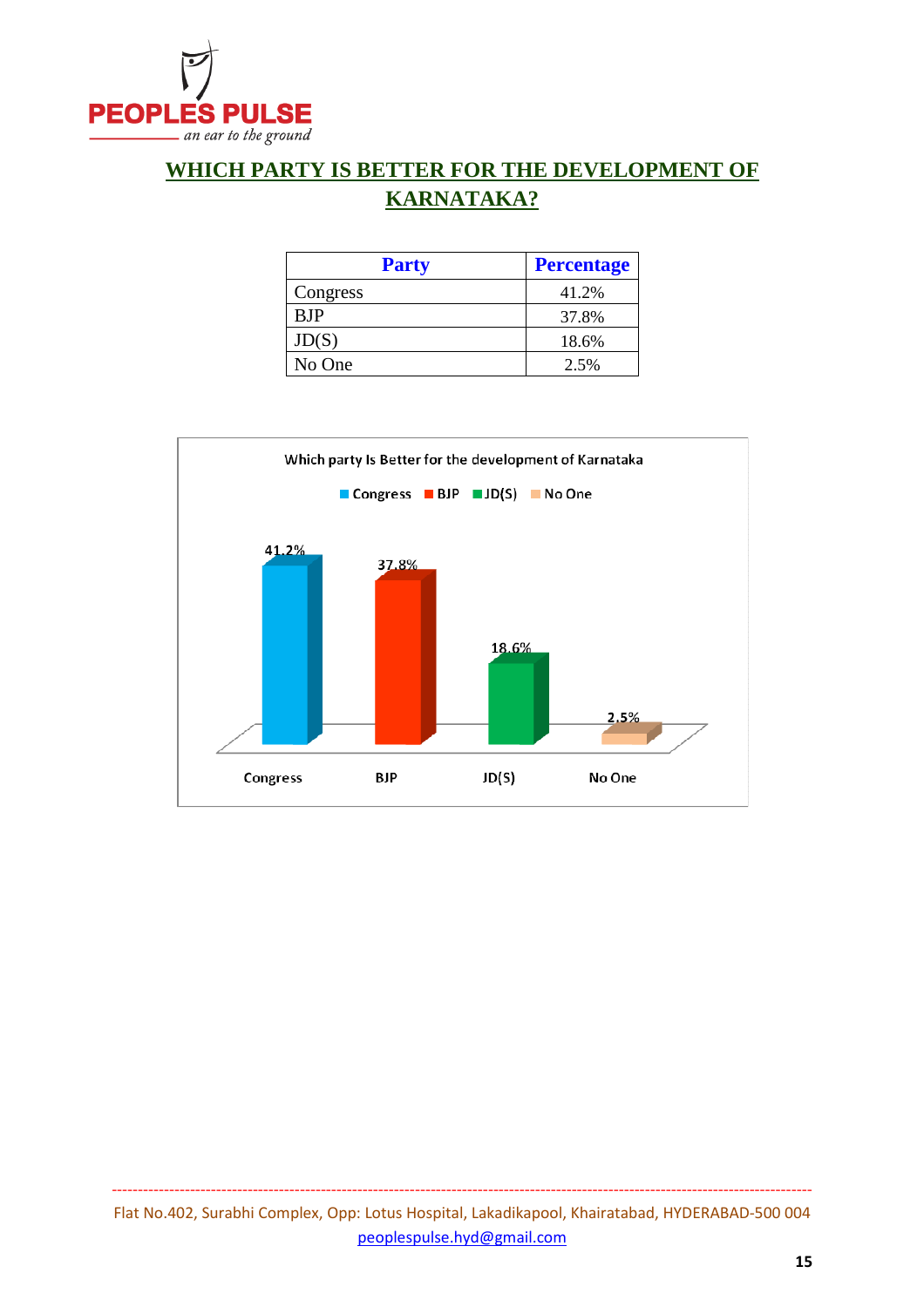## WHICH PARTY IS BETTER FOR THE DEVELOPMENT OF KARNATAKA?

| Party | Percentage |
|---|---|
| Congress | 41.2% |
| BJP | 37.8% |
| JD(S) | 18.6% |
| No One | 2.5% |

Which party Is Better for the development of Karnataka

Congress BJP JD(S) No One

| | Congress | BJP | JD(S) | No One |
|---|---|---|---|---|
| Percentage | 41.2% | 37.8% | 18.6% | 2.5% |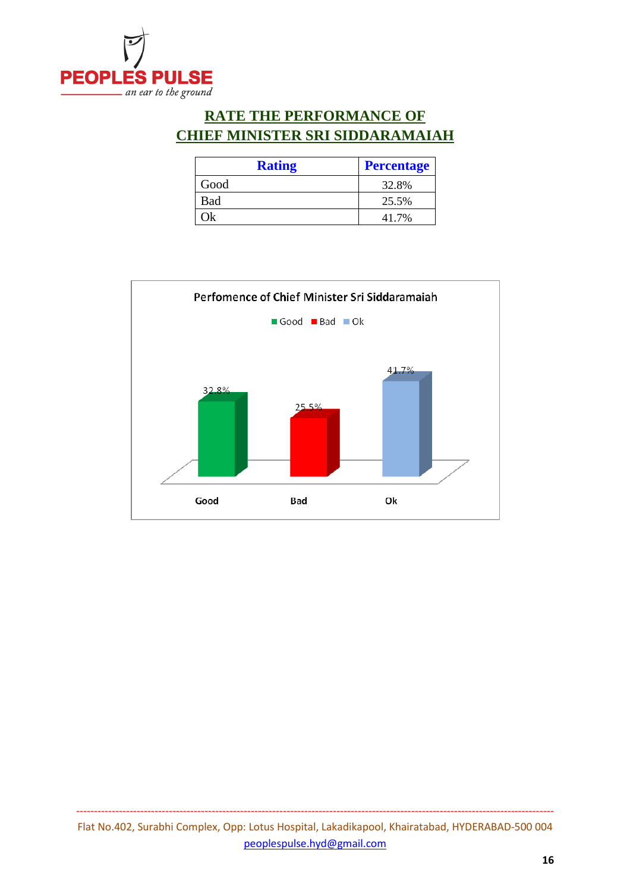## RATE THE PERFORMANCE OF
## CHIEF MINISTER SRI SIDDARAMAIAH

| Rating | Percentage |
|---|---|
| Good | 32.8% |
| Bad | 25.5% |
| Ok | 41.7% |

Perfomence of Chief Minister Sri Siddaramaiah

| | Good | Bad | Ok |
|---|---|---|---|
| Percentage | 32.8% | 25.5% | 41.7% |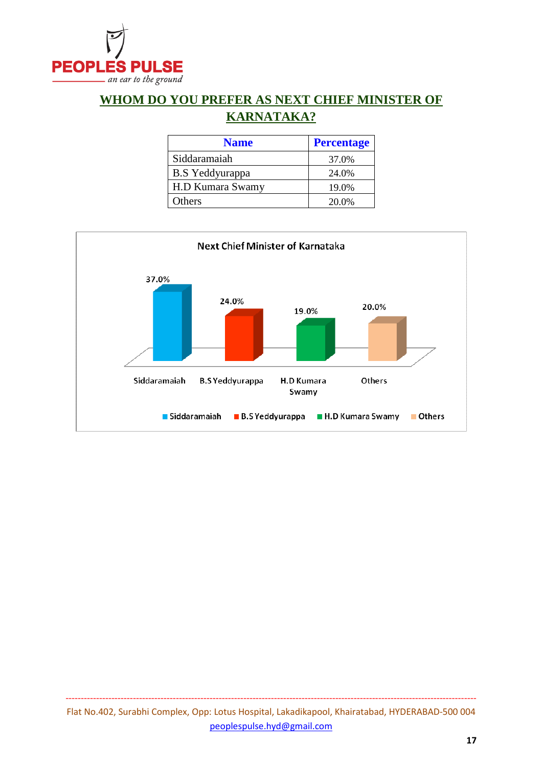## WHOM DO YOU PREFER AS NEXT CHIEF MINISTER OF KARNATAKA?

| Name | Percentage |
|---|---|
| Siddaramaiah | 37.0% |
| B.S Yeddyurappa | 24.0% |
| H.D Kumara Swamy | 19.0% |
| Others | 20.0% |

Next Chief Minister of Karnataka

37.0%
24.0%
19.0%
20.0%

Siddaramaiah
B.S Yeddyurappa
H.D Kumara Swamy
Others

Siddaramaiah
B.S Yeddyurappa
H.D Kumara Swamy
Others